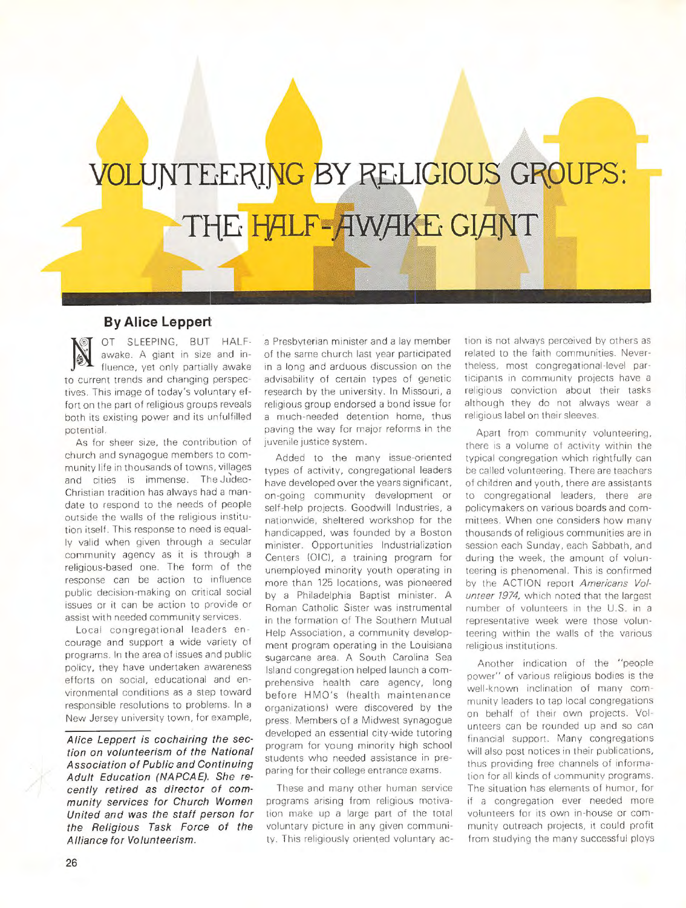# VOLUNTEERING BY RELIGIOUS GROUPS: THE HALF-AWAKE GIANT

**By Alice Leppert**

NOT SLEEPING, BUT HALF-awake. A giant in size and influence, yet only partially awake to current trends and changing perspectives. This image of today's voluntary effort on the part of religious groups reveals both its existing power and its unfulfilled potential.

As for sheer size, the contribution of church and synagogue members to community life in thousands of towns, villages and cities is immense. The Judeo-Christian tradition has always had a mandate to respond to the needs of people outside the walls of the religious institution itself. This response to need is equally valid when given through a secular community agency as it is through a religious-based one. The form of the response can be action to influence public decision-making on critical social issues or it can be action to provide or assist with needed community services.

Local congregational leaders encourage and support a wide variety of programs. In the area of issues and public policy, they have undertaken awareness efforts on social, educational and environmental conditions as a step toward responsible resolutions to problems. In a New Jersey university town, for example, a Presbyterian minister and a lay member of the same church last year participated in a long and arduous discussion on the advisability of certain types of genetic research by the university. In Missouri, a religious group endorsed a bond issue for a much-needed detention home, thus paving the way for major reforms in the juvenile justice system.

Added to the many issue-oriented types of activity, congregational leaders have developed over the years significant, on-going community development or self-help projects. Goodwill Industries, a nationwide, sheltered workshop for the handicapped, was founded by a Boston minister. Opportunities Industrialization Centers (OIC), a training program for unemployed minority youth operating in more than 125 locations, was pioneered by a Philadelphia Baptist minister. A Roman Catholic Sister was instrumental in the formation of The Southern Mutual Help Association, a community development program operating in the Louisiana sugarcane area. A South Carolina Sea Island congregation helped launch a comprehensive health care agency, long before HMO's (health maintenance organizations) were discovered by the press. Members of a Midwest synagogue developed an essential city-wide tutoring program for young minority high school students who needed assistance in preparing for their college entrance exams.

These and many other human service programs arising from religious motivation make up a large part of the total voluntary picture in any given community. This religiously oriented voluntary action is not always perceived by others as related to the faith communities. Nevertheless, most congregational-level participants in community projects have a religious conviction about their tasks although they do not always wear a religious label on their sleeves.

Apart from community volunteering, there is a volume of activity within the typical congregation which rightfully can be called volunteering. There are teachers of children and youth, there are assistants to congregational leaders, there are policymakers on various boards and committees. When one considers how many thousands of religious communities are in session each Sunday, each Sabbath, and during the week, the amount of volunteering is phenomenal. This is confirmed by the ACTION report *Americans Volunteer 1974,* which noted that the largest number of volunteers in the U.S. in a representative week were those volunteering within the walls of the various religious institutions.

Another indication of the "people power" of various religious bodies is the well-known inclination of many community leaders to tap local congregations on behalf of their own projects. Volunteers can be rounded up and so can financial support. Many congregations will also post notices in their publications, thus providing free channels of information for all kinds of community programs. The situation has elements of humor, for if a congregation ever needed more volunteers for its own in-house or community outreach projects, it could profit from studying the many successful ploys

*Alice Leppert is cochairing the section on volunteerism of the National Association of Public and Continuing Adult Education (NAPCAE). She recently retired as director of community services for Church Women United and was the staff person for the Religious Task Force of the Alliance for Volunteerism.*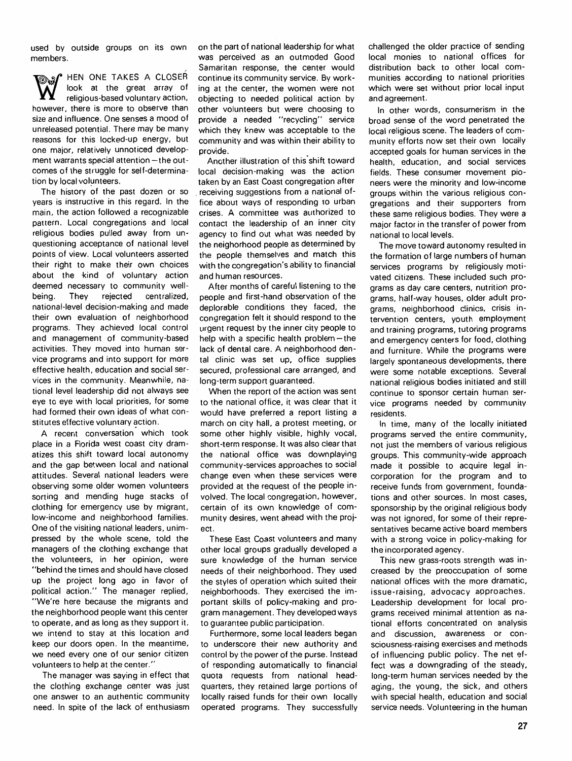used by outside groups on its own members.

WHEN ONE TAKES A CLOSER look at the great array of religious-based voluntary action, however, there is more to observe than size and influence. One senses a mood of unreleased potential. There may be many reasons for this locked-up energy, but one major, relatively unnoticed development warrants special attention—the outcomes of the struggle for self-determination by local volunteers.

The history of the past dozen or so years is instructive in this regard. In the main, the action followed a recognizable pattern. Local congregations and local religious bodies pulled away from unquestioning acceptance of national level points of view. Local volunteers asserted their right to make their own choices about the kind of voluntary action deemed necessary to community well-being. They rejected centralized, national-level decision-making and made their own evaluation of neighborhood programs. They achieved local control and management of community-based activities. They moved into human service programs and into support for more effective health, education and social services in the community. Meanwhile, national level leadership did not always see eye to eye with local priorities, for some had formed their own ideas of what constitutes effective voluntary action.

A recent conversation which took place in a Florida west coast city dramatizes this shift toward local autonomy and the gap between local and national attitudes. Several national leaders were observing some older women volunteers sorting and mending huge stacks of clothing for emergency use by migrant, low-income and neighborhood families. One of the visiting national leaders, unimpressed by the whole scene, told the managers of the clothing exchange that the volunteers, in her opinion, were "behind the times and should have closed up the project long ago in favor of political action." The manager replied, "We're here because the migrants and the neighborhood people want this center to operate, and as long as they support it, we intend to stay at this location and keep our doors open. In the meantime, we need every one of our senior citizen volunteers to help at the center."

The manager was saying in effect that the clothing exchange center was just one answer to an authentic community need. In spite of the lack of enthusiasm on the part of national leadership for what was perceived as an outmoded Good Samaritan response, the center would continue its community service. By working at the center, the women were not objecting to needed political action by other volunteers but were choosing to provide a needed "recycling" service which they knew was acceptable to the community and was within their ability to provide.

Another illustration of this shift toward local decision-making was the action taken by an East Coast congregation after receiving suggestions from a national office about ways of responding to urban crises. A committee was authorized to contact the leadership of an inner city agency to find out what was needed by the neighborhood people as determined by the people themselves and match this with the congregation's ability to financial and human resources.

After months of careful listening to the people and first-hand observation of the deplorable conditions they faced, the congregation felt it should respond to the urgent request by the inner city people to help with a specific health problem—the lack of dental care. A neighborhood dental clinic was set up, office supplies secured, professional care arranged, and long-term support guaranteed.

When the report of the action was sent to the national office, it was clear that it would have preferred a report listing a march on city hall, a protest meeting, or some other highly visible, highly vocal, short-term response. It was also clear that the national office was downplaying community-services approaches to social change even when these services were provided at the request of the people involved. The local congregation, however, certain of its own knowledge of community desires, went ahead with the project.

These East Coast volunteers and many other local groups gradually developed a sure knowledge of the human service needs of their neighborhood. They used the styles of operation which suited their neighborhoods. They exercised the important skills of policy-making and program management. They developed ways to guarantee public participation.

Furthermore, some local leaders began to underscore their new authority and control by the power of the purse. Instead of responding automatically to financial quota requests from national headquarters, they retained large portions of locally raised funds for their own locally operated programs. They successfully challenged the older practice of sending local monies to national offices for distribution back to other local communities according to national priorities which were set without prior local input and agreement.

In other words, consumerism in the broad sense of the word penetrated the local religious scene. The leaders of community efforts now set their own locally accepted goals for human services in the health, education, and social services fields. These consumer movement pioneers were the minority and low-income groups within the various religious congregations and their supporters from these same religious bodies. They were a major factor in the transfer of power from national to local levels.

The move toward autonomy resulted in the formation of large numbers of human services programs by religiously motivated citizens. These included such programs as day care centers, nutrition programs, half-way houses, older adult programs, neighborhood clinics, crisis intervention centers, youth employment and training programs, tutoring programs and emergency centers for food, clothing and furniture. While the programs were largely spontaneous developments, there were some notable exceptions. Several national religious bodies initiated and still continue to sponsor certain human service programs needed by community residents.

In time, many of the locally initiated programs served the entire community, not just the members of various religious groups. This community-wide approach made it possible to acquire legal incorporation for the program and to receive funds from government, foundations and other sources. In most cases, sponsorship by the original religious body was not ignored, for some of their representatives became active board members with a strong voice in policy-making for the incorporated agency.

This new grass-roots strength was increased by the preoccupation of some national offices with the more dramatic, issue-raising, advocacy approaches. Leadership development for local programs received minimal attention as national efforts concentrated on analysis and discussion, awareness or consciousness-raising exercises and methods of influencing public policy. The net effect was a downgrading of the steady, long-term human services needed by the aging, the young, the sick, and others with special health, education and social service needs. Volunteering in the human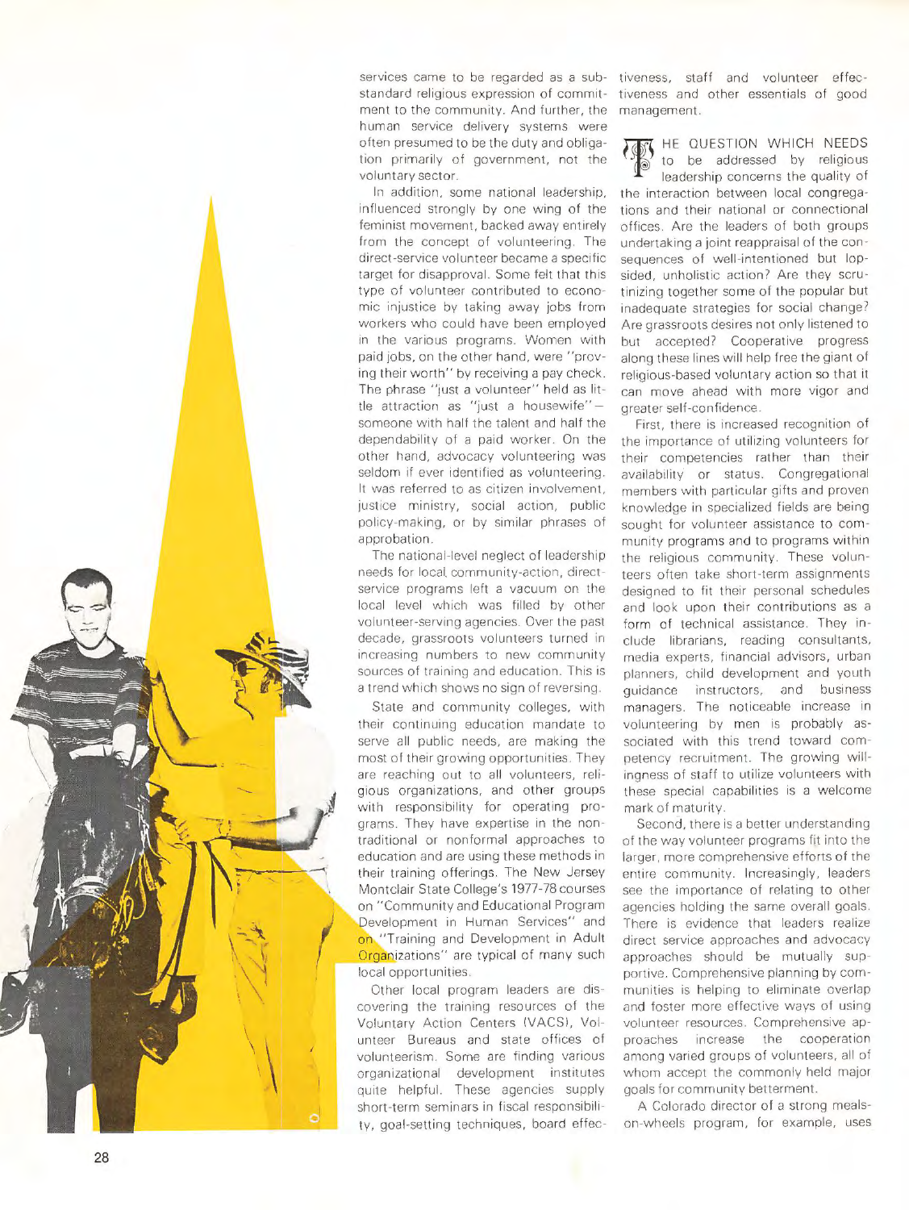services came to be regarded as a substandard religious expression of commitment to the community. And further, the human service delivery systems were often presumed to be the duty and obligation primarily of government, not the voluntary sector.

In addition, some national leadership, influenced strongly by one wing of the feminist movement, backed away entirely from the concept of volunteering. The direct-service volunteer became a specific target for disapproval. Some felt that this type of volunteer contributed to economic injustice by taking away jobs from workers who could have been employed in the various programs. Women with paid jobs, on the other hand, were "proving their worth" by receiving a pay check. The phrase "just a volunteer" held as little attraction as "just a housewife"—someone with half the talent and half the dependability of a paid worker. On the other hand, advocacy volunteering was seldom if ever identified as volunteering. It was referred to as citizen involvement, justice ministry, social action, public policy-making, or by similar phrases of approbation.

The national-level neglect of leadership needs for local community-action, direct-service programs left a vacuum on the local level which was filled by other volunteer-serving agencies. Over the past decade, grassroots volunteers turned in increasing numbers to new community sources of training and education. This is a trend which shows no sign of reversing.

State and community colleges, with their continuing education mandate to serve all public needs, are making the most of their growing opportunities. They are reaching out to all volunteers, religious organizations, and other groups with responsibility for operating programs. They have expertise in the nontraditional or nonformal approaches to education and are using these methods in their training offerings. The New Jersey Montclair State College's 1977-78 courses on "Community and Educational Program Development in Human Services" and on "Training and Development in Adult Organizations" are typical of many such local opportunities.

Other local program leaders are discovering the training resources of the Voluntary Action Centers (VACS), Volunteer Bureaus and state offices of volunteerism. Some are finding various organizational development institutes quite helpful. These agencies supply short-term seminars in fiscal responsibility, goal-setting techniques, board effectiveness, staff and volunteer effectiveness and other essentials of good management.

THE QUESTION WHICH NEEDS to be addressed by religious leadership concerns the quality of the interaction between local congregations and their national or connectional offices. Are the leaders of both groups undertaking a joint reappraisal of the consequences of well-intentioned but lopsided, unholistic action? Are they scrutinizing together some of the popular but inadequate strategies for social change? Are grassroots desires not only listened to but accepted? Cooperative progress along these lines will help free the giant of religious-based voluntary action so that it can move ahead with more vigor and greater self-confidence.

First, there is increased recognition of the importance of utilizing volunteers for their competencies rather than their availability or status. Congregational members with particular gifts and proven knowledge in specialized fields are being sought for volunteer assistance to community programs and to programs within the religious community. These volunteers often take short-term assignments designed to fit their personal schedules and look upon their contributions as a form of technical assistance. They include librarians, reading consultants, media experts, financial advisors, urban planners, child development and youth guidance instructors, and business managers. The noticeable increase in volunteering by men is probably associated with this trend toward competency recruitment. The growing willingness of staff to utilize volunteers with these special capabilities is a welcome mark of maturity.

Second, there is a better understanding of the way volunteer programs fit into the larger, more comprehensive efforts of the entire community. Increasingly, leaders see the importance of relating to other agencies holding the same overall goals. There is evidence that leaders realize direct service approaches and advocacy approaches should be mutually supportive. Comprehensive planning by communities is helping to eliminate overlap and foster more effective ways of using volunteer resources. Comprehensive approaches increase the cooperation among varied groups of volunteers, all of whom accept the commonly held major goals for community betterment.

A Colorado director of a strong meals-on-wheels program, for example, uses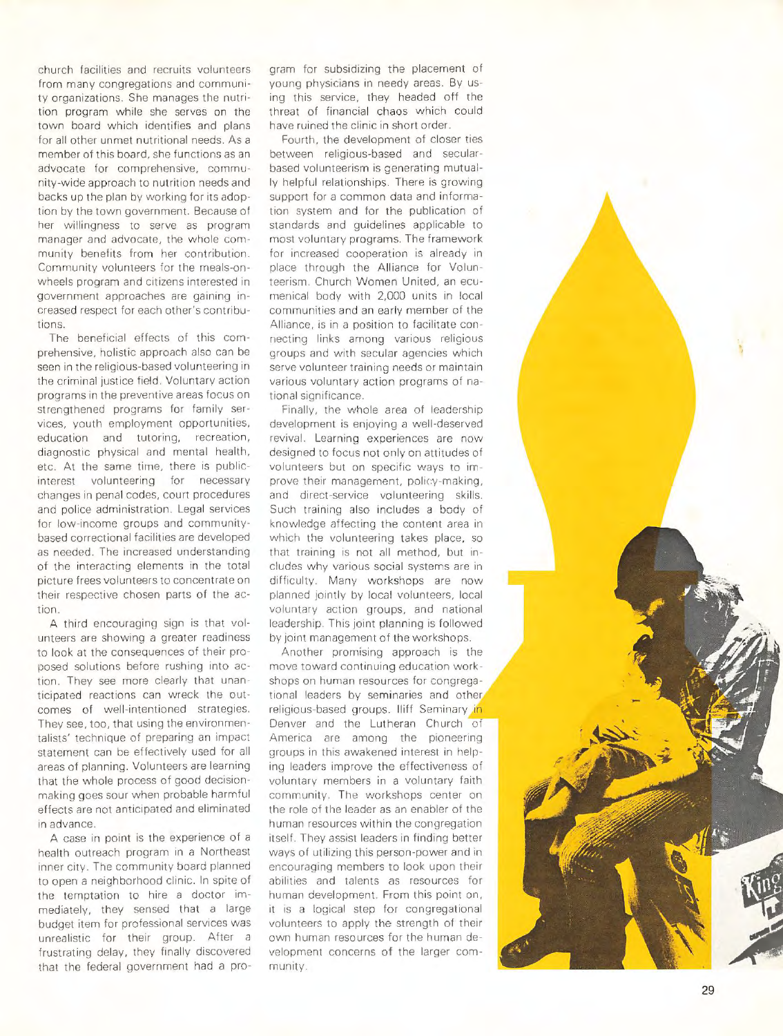church facilities and recruits volunteers from many congregations and community organizations. She manages the nutrition program while she serves on the town board which identifies and plans for all other unmet nutritional needs. As a member of this board, she functions as an advocate for comprehensive, community-wide approach to nutrition needs and backs up the plan by working for its adoption by the town government. Because of her willingness to serve as program manager and advocate, the whole community benefits from her contribution. Community volunteers for the meals-on-wheels program and citizens interested in government approaches are gaining increased respect for each other's contributions.

The beneficial effects of this comprehensive, holistic approach also can be seen in the religious-based volunteering in the criminal justice field. Voluntary action programs in the preventive areas focus on strengthened programs for family services, youth employment opportunities, education and tutoring, recreation, diagnostic physical and mental health, etc. At the same time, there is public-interest volunteering for necessary changes in penal codes, court procedures and police administration. Legal services for low-income groups and community-based correctional facilities are developed as needed. The increased understanding of the interacting elements in the total picture frees volunteers to concentrate on their respective chosen parts of the action.

A third encouraging sign is that volunteers are showing a greater readiness to look at the consequences of their proposed solutions before rushing into action. They see more clearly that unanticipated reactions can wreck the outcomes of well-intentioned strategies. They see, too, that using the environmentalists' technique of preparing an impact statement can be effectively used for all areas of planning. Volunteers are learning that the whole process of good decision-making goes sour when probable harmful effects are not anticipated and eliminated in advance.

A case in point is the experience of a health outreach program in a Northeast inner city. The community board planned to open a neighborhood clinic. In spite of the temptation to hire a doctor immediately, they sensed that a large budget item for professional services was unrealistic for their group. After a frustrating delay, they finally discovered that the federal government had a program for subsidizing the placement of young physicians in needy areas. By using this service, they headed off the threat of financial chaos which could have ruined the clinic in short order.

Fourth, the development of closer ties between religious-based and secular-based volunteerism is generating mutually helpful relationships. There is growing support for a common data and information system and for the publication of standards and guidelines applicable to most voluntary programs. The framework for increased cooperation is already in place through the Alliance for Volunteerism. Church Women United, an ecumenical body with 2,000 units in local communities and an early member of the Alliance, is in a position to facilitate connecting links among various religious groups and with secular agencies which serve volunteer training needs or maintain various voluntary action programs of national significance.

Finally, the whole area of leadership development is enjoying a well-deserved revival. Learning experiences are now designed to focus not only on attitudes of volunteers but on specific ways to improve their management, policy-making, and direct-service volunteering skills. Such training also includes a body of knowledge affecting the content area in which the volunteering takes place, so that training is not all method, but includes why various social systems are in difficulty. Many workshops are now planned jointly by local volunteers, local voluntary action groups, and national leadership. This joint planning is followed by joint management of the workshops.

Another promising approach is the move toward continuing education workshops on human resources for congregational leaders by seminaries and other religious-based groups. Iliff Seminary in Denver and the Lutheran Church of America are among the pioneering groups in this awakened interest in helping leaders improve the effectiveness of voluntary members in a voluntary faith community. The workshops center on the role of the leader as an enabler of the human resources within the congregation itself. They assist leaders in finding better ways of utilizing this person-power and in encouraging members to look upon their abilities and talents as resources for human development. From this point on, it is a logical step for congregational volunteers to apply the strength of their own human resources for the human development concerns of the larger community.